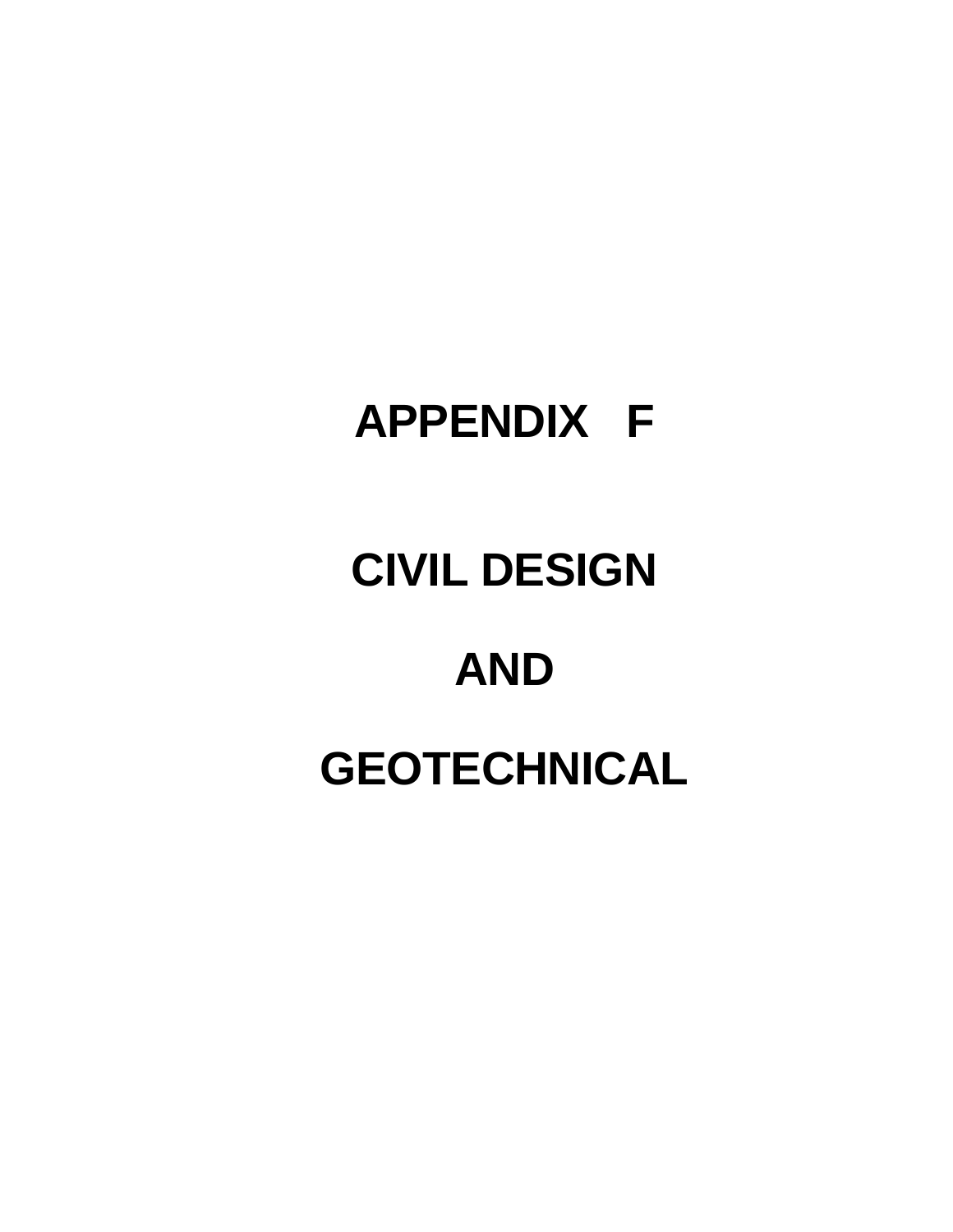# APPENDIX F

# CIVIL DESIGN

# AND

# GEOTECHNICAL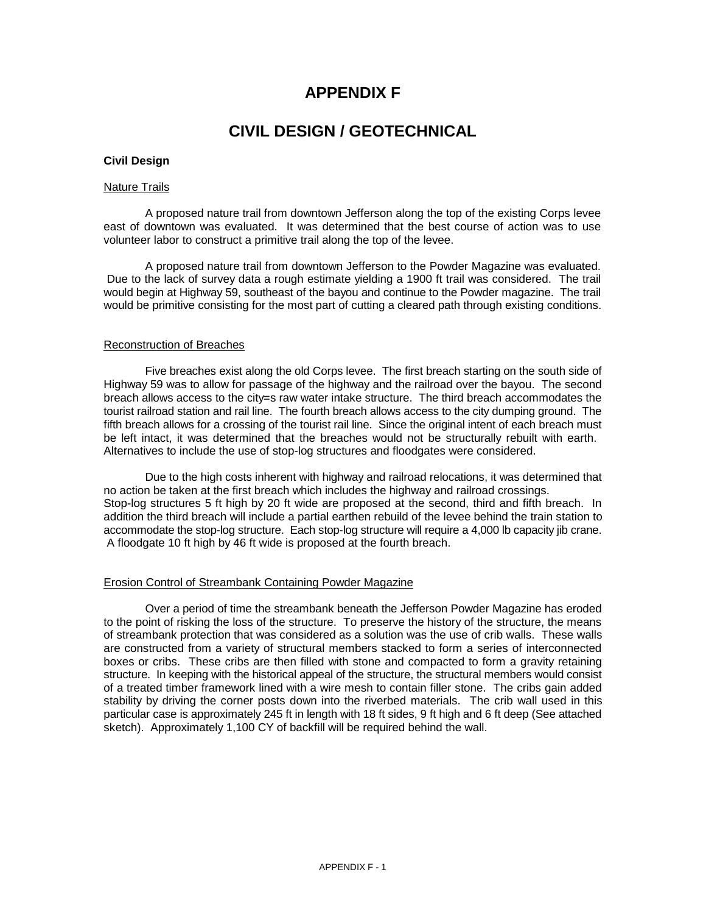// APPENDIX F

## CIVIL DESIGN / GEOTECHNICAL

**Civil Design**

Nature Trails

A proposed nature trail from downtown Jefferson along the top of the existing Corps levee east of downtown was evaluated. It was determined that the best course of action was to use volunteer labor to construct a primitive trail along the top of the levee.

A proposed nature trail from downtown Jefferson to the Powder Magazine was evaluated. Due to the lack of survey data a rough estimate yielding a 1900 ft trail was considered. The trail would begin at Highway 59, southeast of the bayou and continue to the Powder magazine. The trail would be primitive consisting for the most part of cutting a cleared path through existing conditions.

Reconstruction of Breaches

Five breaches exist along the old Corps levee. The first breach starting on the south side of Highway 59 was to allow for passage of the highway and the railroad over the bayou. The second breach allows access to the city=s raw water intake structure. The third breach accommodates the tourist railroad station and rail line. The fourth breach allows access to the city dumping ground. The fifth breach allows for a crossing of the tourist rail line. Since the original intent of each breach must be left intact, it was determined that the breaches would not be structurally rebuilt with earth. Alternatives to include the use of stop-log structures and floodgates were considered.

Due to the high costs inherent with highway and railroad relocations, it was determined that no action be taken at the first breach which includes the highway and railroad crossings. Stop-log structures 5 ft high by 20 ft wide are proposed at the second, third and fifth breach. In addition the third breach will include a partial earthen rebuild of the levee behind the train station to accommodate the stop-log structure. Each stop-log structure will require a 4,000 lb capacity jib crane. A floodgate 10 ft high by 46 ft wide is proposed at the fourth breach.

Erosion Control of Streambank Containing Powder Magazine

Over a period of time the streambank beneath the Jefferson Powder Magazine has eroded to the point of risking the loss of the structure. To preserve the history of the structure, the means of streambank protection that was considered as a solution was the use of crib walls. These walls are constructed from a variety of structural members stacked to form a series of interconnected boxes or cribs. These cribs are then filled with stone and compacted to form a gravity retaining structure. In keeping with the historical appeal of the structure, the structural members would consist of a treated timber framework lined with a wire mesh to contain filler stone. The cribs gain added stability by driving the corner posts down into the riverbed materials. The crib wall used in this particular case is approximately 245 ft in length with 18 ft sides, 9 ft high and 6 ft deep (See attached sketch). Approximately 1,100 CY of backfill will be required behind the wall.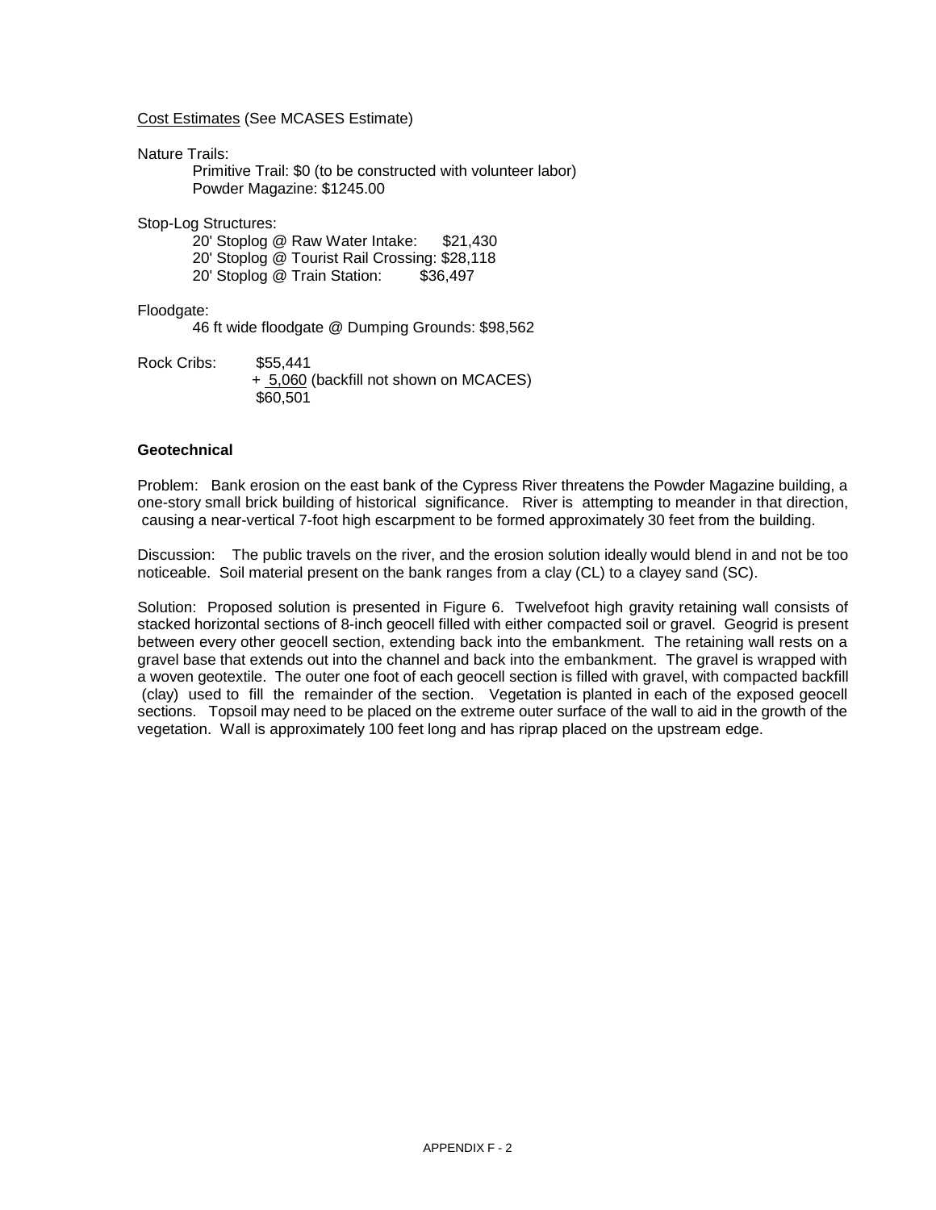Cost Estimates (See MCASES Estimate)

Nature Trails:

Primitive Trail: $0 (to be constructed with volunteer labor)
Powder Magazine: $1245.00

Stop-Log Structures:

20' Stoplog @ Raw Water Intake: $21,430
20' Stoplog @ Tourist Rail Crossing: $28,118
20' Stoplog @ Train Station: $36,497

Floodgate:

46 ft wide floodgate @ Dumping Grounds: $98,562

Rock Cribs: $55,441
+ 5,060 (backfill not shown on MCACES)
$60,501

**Geotechnical**

Problem: Bank erosion on the east bank of the Cypress River threatens the Powder Magazine building, a one-story small brick building of historical significance. River is attempting to meander in that direction, causing a near-vertical 7-foot high escarpment to be formed approximately 30 feet from the building.

Discussion: The public travels on the river, and the erosion solution ideally would blend in and not be too noticeable. Soil material present on the bank ranges from a clay (CL) to a clayey sand (SC).

Solution: Proposed solution is presented in Figure 6. Twelvefoot high gravity retaining wall consists of stacked horizontal sections of 8-inch geocell filled with either compacted soil or gravel. Geogrid is present between every other geocell section, extending back into the embankment. The retaining wall rests on a gravel base that extends out into the channel and back into the embankment. The gravel is wrapped with a woven geotextile. The outer one foot of each geocell section is filled with gravel, with compacted backfill (clay) used to fill the remainder of the section. Vegetation is planted in each of the exposed geocell sections. Topsoil may need to be placed on the extreme outer surface of the wall to aid in the growth of the vegetation. Wall is approximately 100 feet long and has riprap placed on the upstream edge.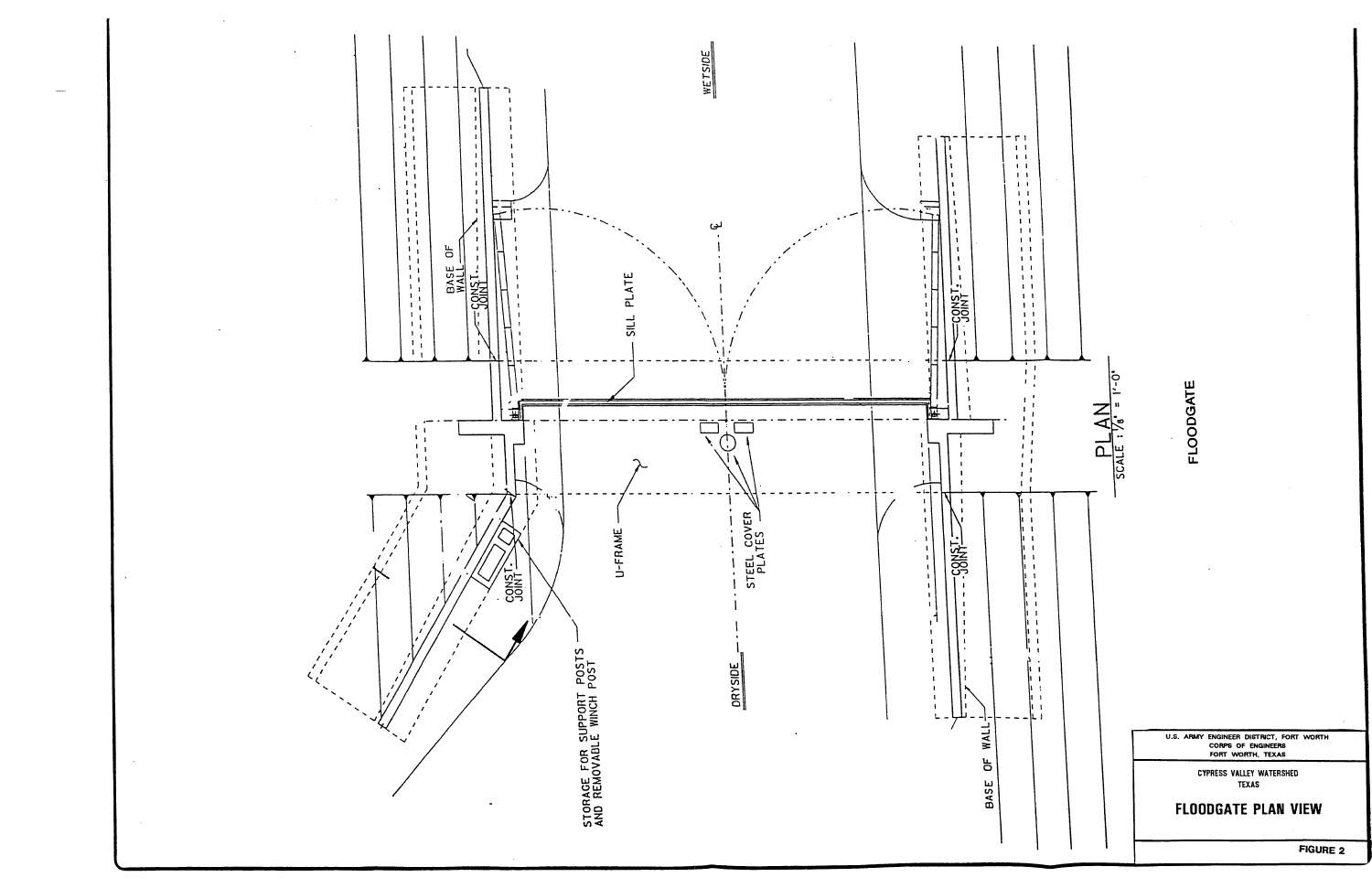WETSIDE

BASE OF WALL

CONST. JOINT

SILL PLATE

℄

CONST. JOINT

U-FRAME

STEEL COVER PLATES

CONST. JOINT

STORAGE FOR SUPPORT POSTS AND REMOVABLE WINCH POST

DRYSIDE

CONST. JOINT

BASE OF WALL

**PLAN**
SCALE : 1/8" = 1'-0"

**FLOODGATE**

U.S. ARMY ENGINEER DISTRICT, FORT WORTH
CORPS OF ENGINEERS
FORT WORTH, TEXAS

CYPRESS VALLEY WATERSHED
TEXAS

**FLOODGATE PLAN VIEW**

**FIGURE 2**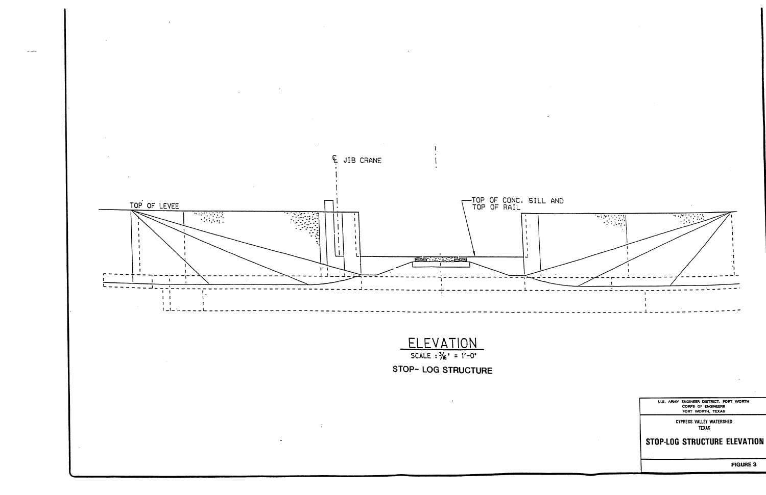℄ JIB CRANE

TOP OF LEVEE

TOP OF CONC. SILL AND TOP OF RAIL

ELEVATION

SCALE : 3/16" = 1'-0"

STOP- LOG STRUCTURE

U.S. ARMY ENGINEER DISTRICT, FORT WORTH
CORPS OF ENGINEERS
FORT WORTH, TEXAS

CYPRESS VALLEY WATERSHED
TEXAS

**STOP-LOG STRUCTURE ELEVATION**

**FIGURE 3**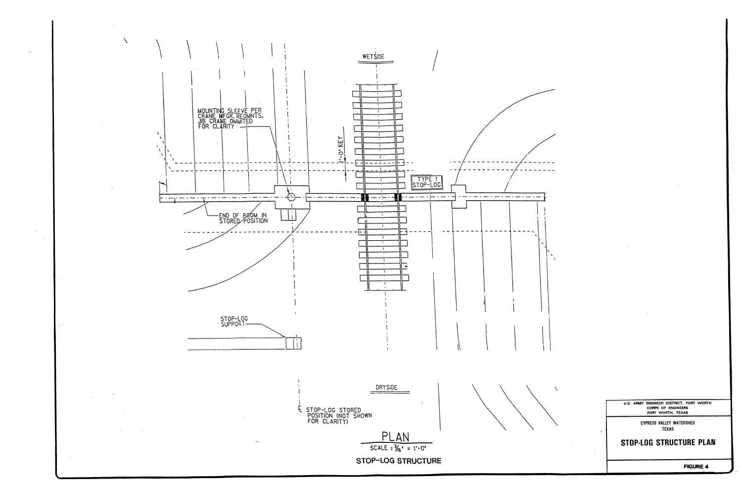WETSIDE

MOUNTING SLEEVE PER CRANE MFGR. REQMNTS. JIB CRANE OMMITED FOR CLARITY

1'-0" KEY

TYPE 1 STOP-LOG

END OF BOOM IN STORED POSITION

STOP-LOG SUPPORT

DRYSIDE

℄ STOP-LOG STORED POSITION (NOT SHOWN FOR CLARITY)

PLAN

SCALE : 3/16" = 1'-0"

STOP-LOG STRUCTURE

U.S. ARMY ENGINEER DISTRICT, FORT WORTH
CORPS OF ENGINEERS
FORT WORTH, TEXAS

CYPRESS VALLEY WATERSHED
TEXAS

**STOP-LOG STRUCTURE PLAN**

**FIGURE 4**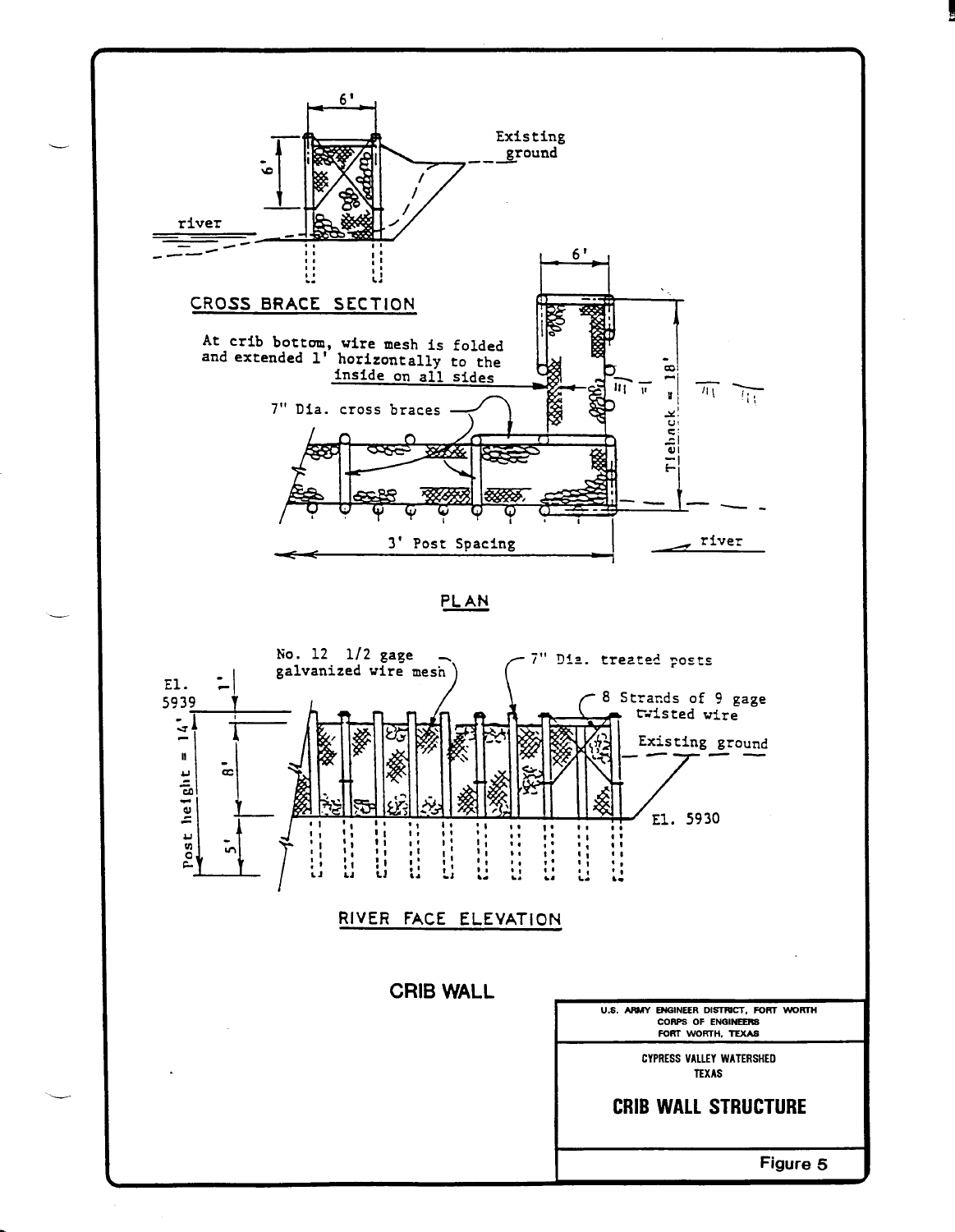CROSS BRACE SECTION

6'

6'

Existing ground

river

PLAN

6'

At crib bottom, wire mesh is folded and extended 1' horizontally to the inside on all sides

7" Dia. cross braces

Tieback = 18'

3' Post Spacing

river

RIVER FACE ELEVATION

No. 12 1/2 gage galvanized wire mesh

7" Dia. treated posts

8 Strands of 9 gage twisted wire

Existing ground

El. 5939

1'

8'

5'

Post height = 14'

El. 5930

CRIB WALL

U.S. ARMY ENGINEER DISTRICT, FORT WORTH
CORPS OF ENGINEERS
FORT WORTH, TEXAS

CYPRESS VALLEY WATERSHED
TEXAS

**CRIB WALL STRUCTURE**

Figure 5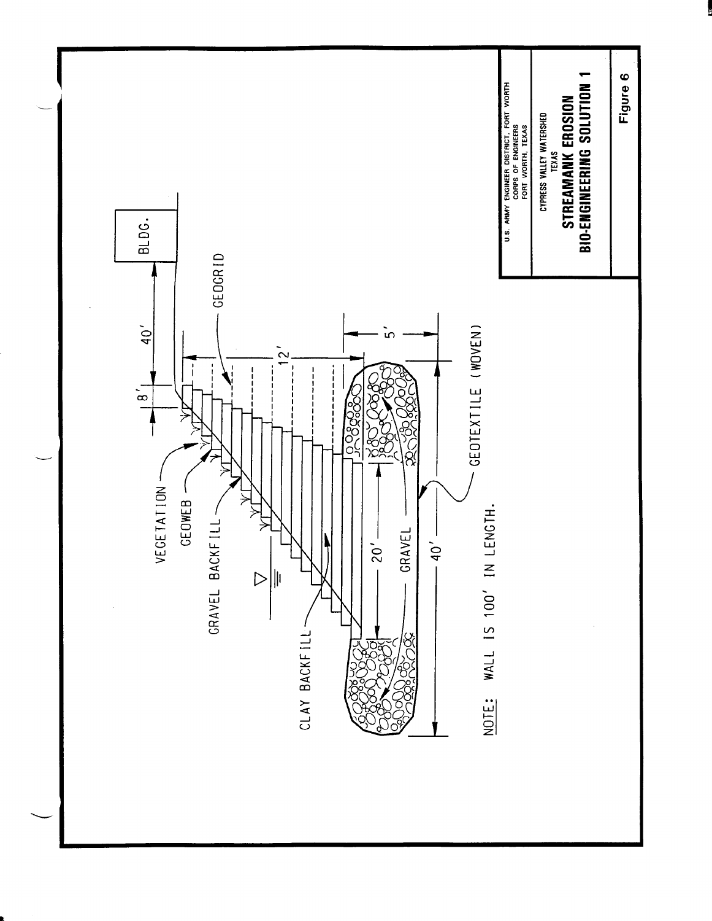U.S. ARMY ENGINEER DISTRICT, FORT WORTH
CORPS OF ENGINEERS
FORT WORTH, TEXAS

CYPRESS VALLEY WATERSHED
TEXAS

**STREAMANK EROSION**
**BIO-ENGINEERING SOLUTION 1**

Figure 6

BLDG.

40′

8′

12′

5′

20′

40′

VEGETATION

GEOWEB

GRAVEL BACKFILL

CLAY BACKFILL

GEOGRID

GRAVEL

GEOTEXTILE (WOVEN)

NOTE: WALL IS 100′ IN LENGTH.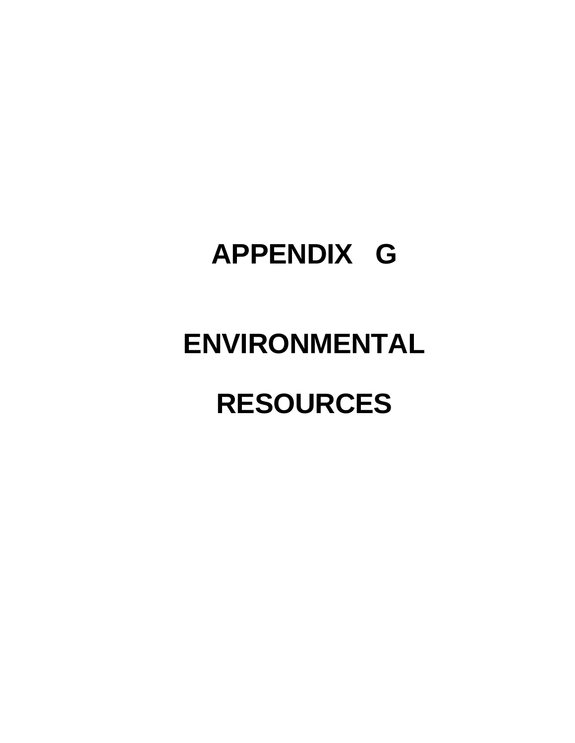# APPENDIX G

# ENVIRONMENTAL RESOURCES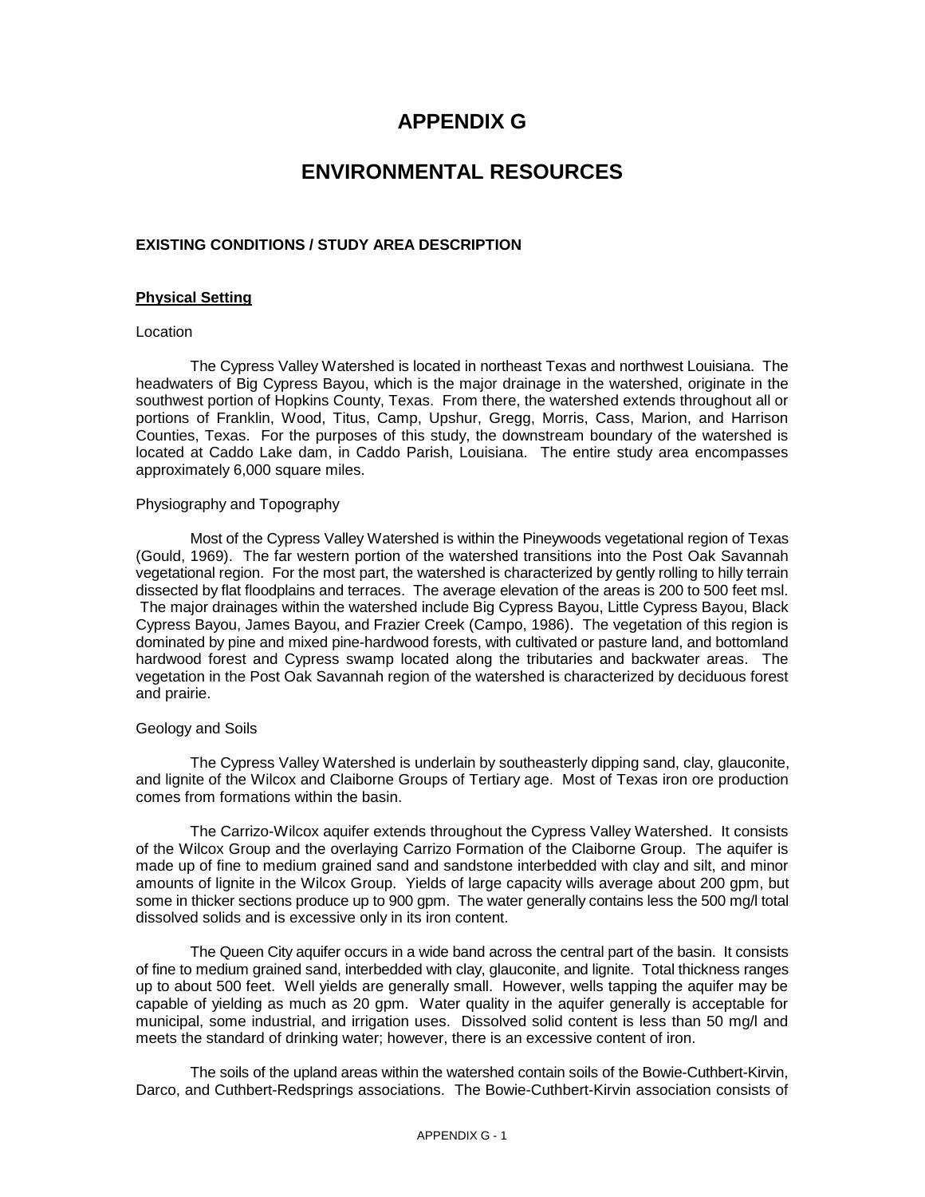# APPENDIX G

# ENVIRONMENTAL RESOURCES

### EXISTING CONDITIONS / STUDY AREA DESCRIPTION

**Physical Setting**

Location

The Cypress Valley Watershed is located in northeast Texas and northwest Louisiana. The headwaters of Big Cypress Bayou, which is the major drainage in the watershed, originate in the southwest portion of Hopkins County, Texas. From there, the watershed extends throughout all or portions of Franklin, Wood, Titus, Camp, Upshur, Gregg, Morris, Cass, Marion, and Harrison Counties, Texas. For the purposes of this study, the downstream boundary of the watershed is located at Caddo Lake dam, in Caddo Parish, Louisiana. The entire study area encompasses approximately 6,000 square miles.

Physiography and Topography

Most of the Cypress Valley Watershed is within the Pineywoods vegetational region of Texas (Gould, 1969). The far western portion of the watershed transitions into the Post Oak Savannah vegetational region. For the most part, the watershed is characterized by gently rolling to hilly terrain dissected by flat floodplains and terraces. The average elevation of the areas is 200 to 500 feet msl. The major drainages within the watershed include Big Cypress Bayou, Little Cypress Bayou, Black Cypress Bayou, James Bayou, and Frazier Creek (Campo, 1986). The vegetation of this region is dominated by pine and mixed pine-hardwood forests, with cultivated or pasture land, and bottomland hardwood forest and Cypress swamp located along the tributaries and backwater areas. The vegetation in the Post Oak Savannah region of the watershed is characterized by deciduous forest and prairie.

Geology and Soils

The Cypress Valley Watershed is underlain by southeasterly dipping sand, clay, glauconite, and lignite of the Wilcox and Claiborne Groups of Tertiary age. Most of Texas iron ore production comes from formations within the basin.

The Carrizo-Wilcox aquifer extends throughout the Cypress Valley Watershed. It consists of the Wilcox Group and the overlaying Carrizo Formation of the Claiborne Group. The aquifer is made up of fine to medium grained sand and sandstone interbedded with clay and silt, and minor amounts of lignite in the Wilcox Group. Yields of large capacity wills average about 200 gpm, but some in thicker sections produce up to 900 gpm. The water generally contains less the 500 mg/l total dissolved solids and is excessive only in its iron content.

The Queen City aquifer occurs in a wide band across the central part of the basin. It consists of fine to medium grained sand, interbedded with clay, glauconite, and lignite. Total thickness ranges up to about 500 feet. Well yields are generally small. However, wells tapping the aquifer may be capable of yielding as much as 20 gpm. Water quality in the aquifer generally is acceptable for municipal, some industrial, and irrigation uses. Dissolved solid content is less than 50 mg/l and meets the standard of drinking water; however, there is an excessive content of iron.

The soils of the upland areas within the watershed contain soils of the Bowie-Cuthbert-Kirvin, Darco, and Cuthbert-Redsprings associations. The Bowie-Cuthbert-Kirvin association consists of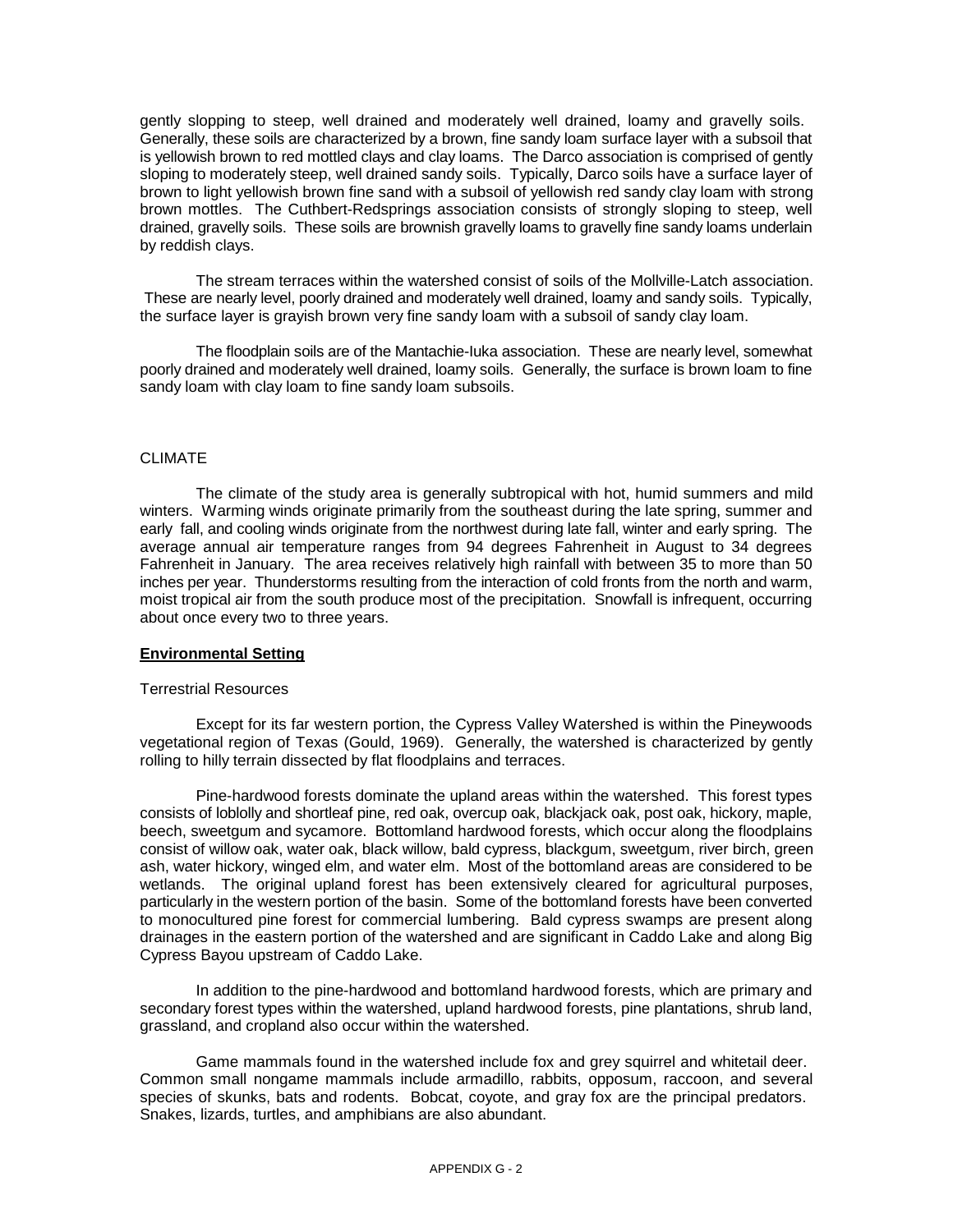gently slopping to steep, well drained and moderately well drained, loamy and gravelly soils. Generally, these soils are characterized by a brown, fine sandy loam surface layer with a subsoil that is yellowish brown to red mottled clays and clay loams. The Darco association is comprised of gently sloping to moderately steep, well drained sandy soils. Typically, Darco soils have a surface layer of brown to light yellowish brown fine sand with a subsoil of yellowish red sandy clay loam with strong brown mottles. The Cuthbert-Redsprings association consists of strongly sloping to steep, well drained, gravelly soils. These soils are brownish gravelly loams to gravelly fine sandy loams underlain by reddish clays.

The stream terraces within the watershed consist of soils of the Mollville-Latch association. These are nearly level, poorly drained and moderately well drained, loamy and sandy soils. Typically, the surface layer is grayish brown very fine sandy loam with a subsoil of sandy clay loam.

The floodplain soils are of the Mantachie-Iuka association. These are nearly level, somewhat poorly drained and moderately well drained, loamy soils. Generally, the surface is brown loam to fine sandy loam with clay loam to fine sandy loam subsoils.

CLIMATE

The climate of the study area is generally subtropical with hot, humid summers and mild winters. Warming winds originate primarily from the southeast during the late spring, summer and early fall, and cooling winds originate from the northwest during late fall, winter and early spring. The average annual air temperature ranges from 94 degrees Fahrenheit in August to 34 degrees Fahrenheit in January. The area receives relatively high rainfall with between 35 to more than 50 inches per year. Thunderstorms resulting from the interaction of cold fronts from the north and warm, moist tropical air from the south produce most of the precipitation. Snowfall is infrequent, occurring about once every two to three years.

**Environmental Setting**

Terrestrial Resources

Except for its far western portion, the Cypress Valley Watershed is within the Pineywoods vegetational region of Texas (Gould, 1969). Generally, the watershed is characterized by gently rolling to hilly terrain dissected by flat floodplains and terraces.

Pine-hardwood forests dominate the upland areas within the watershed. This forest types consists of loblolly and shortleaf pine, red oak, overcup oak, blackjack oak, post oak, hickory, maple, beech, sweetgum and sycamore. Bottomland hardwood forests, which occur along the floodplains consist of willow oak, water oak, black willow, bald cypress, blackgum, sweetgum, river birch, green ash, water hickory, winged elm, and water elm. Most of the bottomland areas are considered to be wetlands. The original upland forest has been extensively cleared for agricultural purposes, particularly in the western portion of the basin. Some of the bottomland forests have been converted to monocultured pine forest for commercial lumbering. Bald cypress swamps are present along drainages in the eastern portion of the watershed and are significant in Caddo Lake and along Big Cypress Bayou upstream of Caddo Lake.

In addition to the pine-hardwood and bottomland hardwood forests, which are primary and secondary forest types within the watershed, upland hardwood forests, pine plantations, shrub land, grassland, and cropland also occur within the watershed.

Game mammals found in the watershed include fox and grey squirrel and whitetail deer. Common small nongame mammals include armadillo, rabbits, opposum, raccoon, and several species of skunks, bats and rodents. Bobcat, coyote, and gray fox are the principal predators. Snakes, lizards, turtles, and amphibians are also abundant.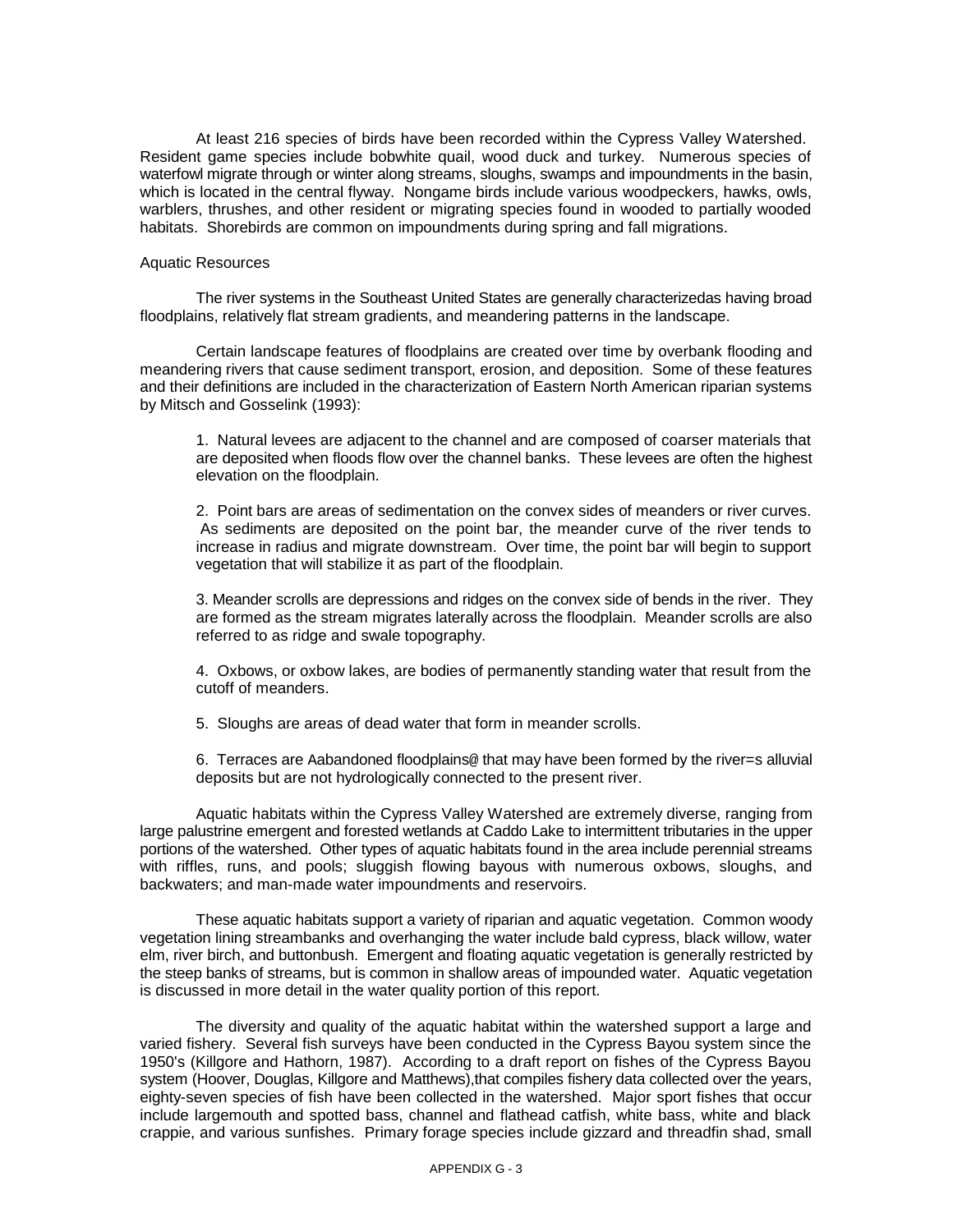At least 216 species of birds have been recorded within the Cypress Valley Watershed. Resident game species include bobwhite quail, wood duck and turkey. Numerous species of waterfowl migrate through or winter along streams, sloughs, swamps and impoundments in the basin, which is located in the central flyway. Nongame birds include various woodpeckers, hawks, owls, warblers, thrushes, and other resident or migrating species found in wooded to partially wooded habitats. Shorebirds are common on impoundments during spring and fall migrations.

Aquatic Resources

The river systems in the Southeast United States are generally characterizedas having broad floodplains, relatively flat stream gradients, and meandering patterns in the landscape.

Certain landscape features of floodplains are created over time by overbank flooding and meandering rivers that cause sediment transport, erosion, and deposition. Some of these features and their definitions are included in the characterization of Eastern North American riparian systems by Mitsch and Gosselink (1993):

1. Natural levees are adjacent to the channel and are composed of coarser materials that are deposited when floods flow over the channel banks. These levees are often the highest elevation on the floodplain.

2. Point bars are areas of sedimentation on the convex sides of meanders or river curves. As sediments are deposited on the point bar, the meander curve of the river tends to increase in radius and migrate downstream. Over time, the point bar will begin to support vegetation that will stabilize it as part of the floodplain.

3. Meander scrolls are depressions and ridges on the convex side of bends in the river. They are formed as the stream migrates laterally across the floodplain. Meander scrolls are also referred to as ridge and swale topography.

4. Oxbows, or oxbow lakes, are bodies of permanently standing water that result from the cutoff of meanders.

5. Sloughs are areas of dead water that form in meander scrolls.

6. Terraces are Aabandoned floodplains@ that may have been formed by the river=s alluvial deposits but are not hydrologically connected to the present river.

Aquatic habitats within the Cypress Valley Watershed are extremely diverse, ranging from large palustrine emergent and forested wetlands at Caddo Lake to intermittent tributaries in the upper portions of the watershed. Other types of aquatic habitats found in the area include perennial streams with riffles, runs, and pools; sluggish flowing bayous with numerous oxbows, sloughs, and backwaters; and man-made water impoundments and reservoirs.

These aquatic habitats support a variety of riparian and aquatic vegetation. Common woody vegetation lining streambanks and overhanging the water include bald cypress, black willow, water elm, river birch, and buttonbush. Emergent and floating aquatic vegetation is generally restricted by the steep banks of streams, but is common in shallow areas of impounded water. Aquatic vegetation is discussed in more detail in the water quality portion of this report.

The diversity and quality of the aquatic habitat within the watershed support a large and varied fishery. Several fish surveys have been conducted in the Cypress Bayou system since the 1950's (Killgore and Hathorn, 1987). According to a draft report on fishes of the Cypress Bayou system (Hoover, Douglas, Killgore and Matthews),that compiles fishery data collected over the years, eighty-seven species of fish have been collected in the watershed. Major sport fishes that occur include largemouth and spotted bass, channel and flathead catfish, white bass, white and black crappie, and various sunfishes. Primary forage species include gizzard and threadfin shad, small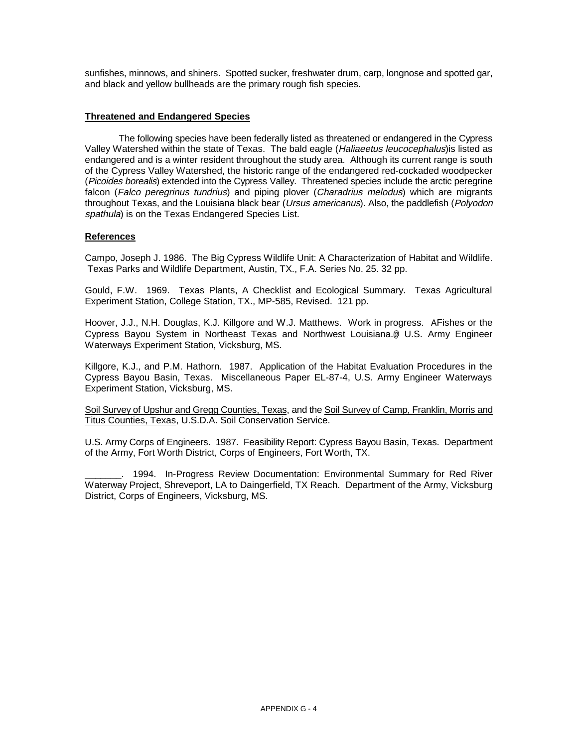sunfishes, minnows, and shiners. Spotted sucker, freshwater drum, carp, longnose and spotted gar, and black and yellow bullheads are the primary rough fish species.

**Threatened and Endangered Species**

The following species have been federally listed as threatened or endangered in the Cypress Valley Watershed within the state of Texas. The bald eagle (*Haliaeetus leucocephalus*)is listed as endangered and is a winter resident throughout the study area. Although its current range is south of the Cypress Valley Watershed, the historic range of the endangered red-cockaded woodpecker (*Picoides borealis*) extended into the Cypress Valley. Threatened species include the arctic peregrine falcon (*Falco peregrinus tundrius*) and piping plover (*Charadrius melodus*) which are migrants throughout Texas, and the Louisiana black bear (*Ursus americanus*). Also, the paddlefish (*Polyodon spathula*) is on the Texas Endangered Species List.

**References**

Campo, Joseph J. 1986. The Big Cypress Wildlife Unit: A Characterization of Habitat and Wildlife. Texas Parks and Wildlife Department, Austin, TX., F.A. Series No. 25. 32 pp.

Gould, F.W. 1969. Texas Plants, A Checklist and Ecological Summary. Texas Agricultural Experiment Station, College Station, TX., MP-585, Revised. 121 pp.

Hoover, J.J., N.H. Douglas, K.J. Killgore and W.J. Matthews. Work in progress. AFishes or the Cypress Bayou System in Northeast Texas and Northwest Louisiana.@ U.S. Army Engineer Waterways Experiment Station, Vicksburg, MS.

Killgore, K.J., and P.M. Hathorn. 1987. Application of the Habitat Evaluation Procedures in the Cypress Bayou Basin, Texas. Miscellaneous Paper EL-87-4, U.S. Army Engineer Waterways Experiment Station, Vicksburg, MS.

Soil Survey of Upshur and Gregg Counties, Texas, and the Soil Survey of Camp, Franklin, Morris and Titus Counties, Texas, U.S.D.A. Soil Conservation Service.

U.S. Army Corps of Engineers. 1987. Feasibility Report: Cypress Bayou Basin, Texas. Department of the Army, Fort Worth District, Corps of Engineers, Fort Worth, TX.

_______. 1994. In-Progress Review Documentation: Environmental Summary for Red River Waterway Project, Shreveport, LA to Daingerfield, TX Reach. Department of the Army, Vicksburg District, Corps of Engineers, Vicksburg, MS.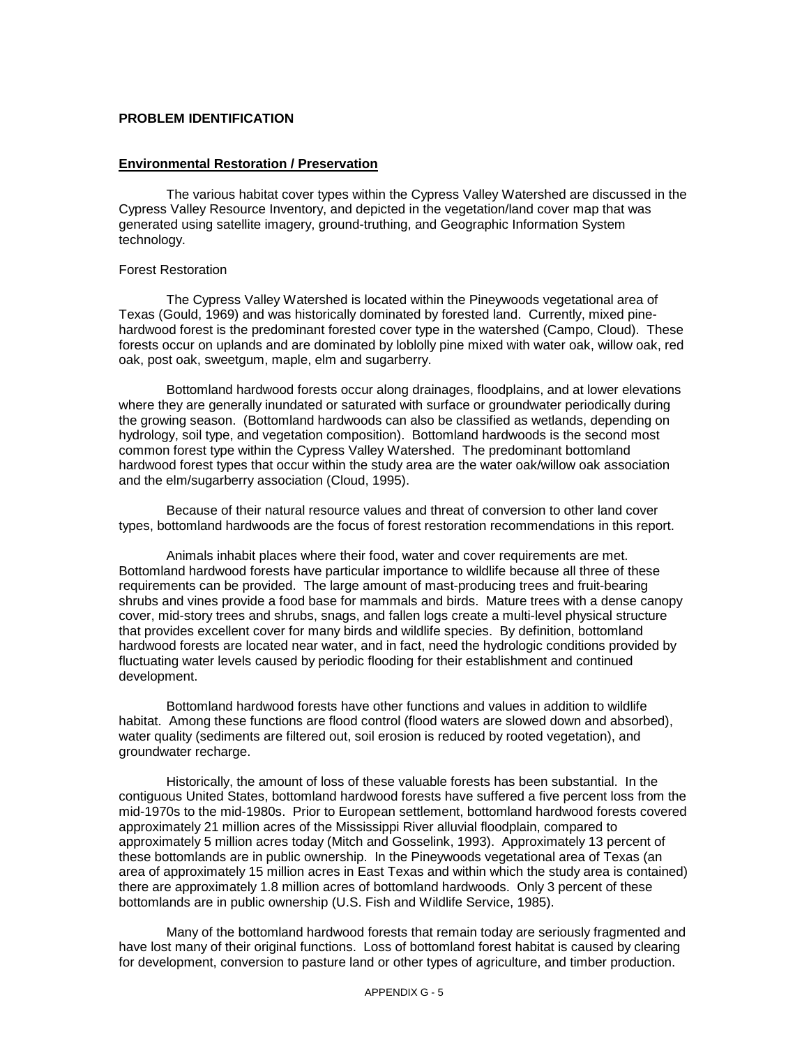## PROBLEM IDENTIFICATION

### Environmental Restoration / Preservation

The various habitat cover types within the Cypress Valley Watershed are discussed in the Cypress Valley Resource Inventory, and depicted in the vegetation/land cover map that was generated using satellite imagery, ground-truthing, and Geographic Information System technology.

Forest Restoration

The Cypress Valley Watershed is located within the Pineywoods vegetational area of Texas (Gould, 1969) and was historically dominated by forested land. Currently, mixed pine-hardwood forest is the predominant forested cover type in the watershed (Campo, Cloud). These forests occur on uplands and are dominated by loblolly pine mixed with water oak, willow oak, red oak, post oak, sweetgum, maple, elm and sugarberry.

Bottomland hardwood forests occur along drainages, floodplains, and at lower elevations where they are generally inundated or saturated with surface or groundwater periodically during the growing season. (Bottomland hardwoods can also be classified as wetlands, depending on hydrology, soil type, and vegetation composition). Bottomland hardwoods is the second most common forest type within the Cypress Valley Watershed. The predominant bottomland hardwood forest types that occur within the study area are the water oak/willow oak association and the elm/sugarberry association (Cloud, 1995).

Because of their natural resource values and threat of conversion to other land cover types, bottomland hardwoods are the focus of forest restoration recommendations in this report.

Animals inhabit places where their food, water and cover requirements are met. Bottomland hardwood forests have particular importance to wildlife because all three of these requirements can be provided. The large amount of mast-producing trees and fruit-bearing shrubs and vines provide a food base for mammals and birds. Mature trees with a dense canopy cover, mid-story trees and shrubs, snags, and fallen logs create a multi-level physical structure that provides excellent cover for many birds and wildlife species. By definition, bottomland hardwood forests are located near water, and in fact, need the hydrologic conditions provided by fluctuating water levels caused by periodic flooding for their establishment and continued development.

Bottomland hardwood forests have other functions and values in addition to wildlife habitat. Among these functions are flood control (flood waters are slowed down and absorbed), water quality (sediments are filtered out, soil erosion is reduced by rooted vegetation), and groundwater recharge.

Historically, the amount of loss of these valuable forests has been substantial. In the contiguous United States, bottomland hardwood forests have suffered a five percent loss from the mid-1970s to the mid-1980s. Prior to European settlement, bottomland hardwood forests covered approximately 21 million acres of the Mississippi River alluvial floodplain, compared to approximately 5 million acres today (Mitch and Gosselink, 1993). Approximately 13 percent of these bottomlands are in public ownership. In the Pineywoods vegetational area of Texas (an area of approximately 15 million acres in East Texas and within which the study area is contained) there are approximately 1.8 million acres of bottomland hardwoods. Only 3 percent of these bottomlands are in public ownership (U.S. Fish and Wildlife Service, 1985).

Many of the bottomland hardwood forests that remain today are seriously fragmented and have lost many of their original functions. Loss of bottomland forest habitat is caused by clearing for development, conversion to pasture land or other types of agriculture, and timber production.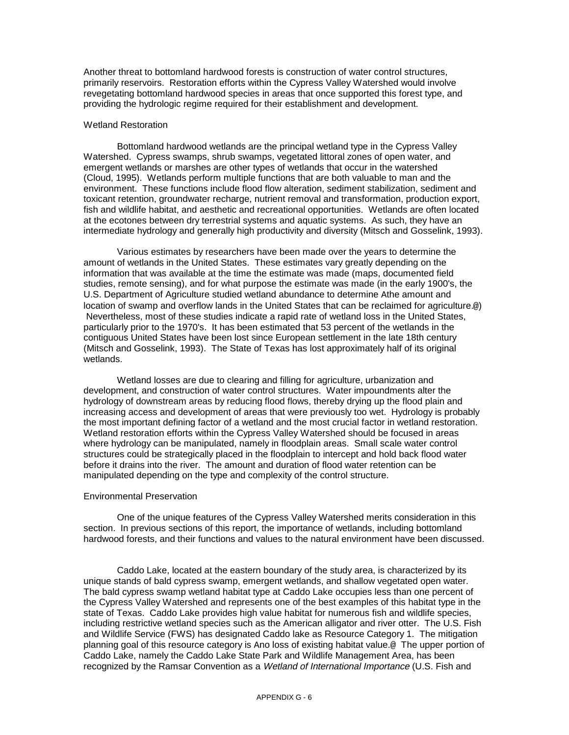Another threat to bottomland hardwood forests is construction of water control structures, primarily reservoirs. Restoration efforts within the Cypress Valley Watershed would involve revegetating bottomland hardwood species in areas that once supported this forest type, and providing the hydrologic regime required for their establishment and development.

Wetland Restoration

Bottomland hardwood wetlands are the principal wetland type in the Cypress Valley Watershed. Cypress swamps, shrub swamps, vegetated littoral zones of open water, and emergent wetlands or marshes are other types of wetlands that occur in the watershed (Cloud, 1995). Wetlands perform multiple functions that are both valuable to man and the environment. These functions include flood flow alteration, sediment stabilization, sediment and toxicant retention, groundwater recharge, nutrient removal and transformation, production export, fish and wildlife habitat, and aesthetic and recreational opportunities. Wetlands are often located at the ecotones between dry terrestrial systems and aquatic systems. As such, they have an intermediate hydrology and generally high productivity and diversity (Mitsch and Gosselink, 1993).

Various estimates by researchers have been made over the years to determine the amount of wetlands in the United States. These estimates vary greatly depending on the information that was available at the time the estimate was made (maps, documented field studies, remote sensing), and for what purpose the estimate was made (in the early 1900's, the U.S. Department of Agriculture studied wetland abundance to determine Athe amount and location of swamp and overflow lands in the United States that can be reclaimed for agriculture.@) Nevertheless, most of these studies indicate a rapid rate of wetland loss in the United States, particularly prior to the 1970's. It has been estimated that 53 percent of the wetlands in the contiguous United States have been lost since European settlement in the late 18th century (Mitsch and Gosselink, 1993). The State of Texas has lost approximately half of its original wetlands.

Wetland losses are due to clearing and filling for agriculture, urbanization and development, and construction of water control structures. Water impoundments alter the hydrology of downstream areas by reducing flood flows, thereby drying up the flood plain and increasing access and development of areas that were previously too wet. Hydrology is probably the most important defining factor of a wetland and the most crucial factor in wetland restoration. Wetland restoration efforts within the Cypress Valley Watershed should be focused in areas where hydrology can be manipulated, namely in floodplain areas. Small scale water control structures could be strategically placed in the floodplain to intercept and hold back flood water before it drains into the river. The amount and duration of flood water retention can be manipulated depending on the type and complexity of the control structure.

Environmental Preservation

One of the unique features of the Cypress Valley Watershed merits consideration in this section. In previous sections of this report, the importance of wetlands, including bottomland hardwood forests, and their functions and values to the natural environment have been discussed.

Caddo Lake, located at the eastern boundary of the study area, is characterized by its unique stands of bald cypress swamp, emergent wetlands, and shallow vegetated open water. The bald cypress swamp wetland habitat type at Caddo Lake occupies less than one percent of the Cypress Valley Watershed and represents one of the best examples of this habitat type in the state of Texas. Caddo Lake provides high value habitat for numerous fish and wildlife species, including restrictive wetland species such as the American alligator and river otter. The U.S. Fish and Wildlife Service (FWS) has designated Caddo lake as Resource Category 1. The mitigation planning goal of this resource category is Ano loss of existing habitat value.@ The upper portion of Caddo Lake, namely the Caddo Lake State Park and Wildlife Management Area, has been recognized by the Ramsar Convention as a *Wetland of International Importance* (U.S. Fish and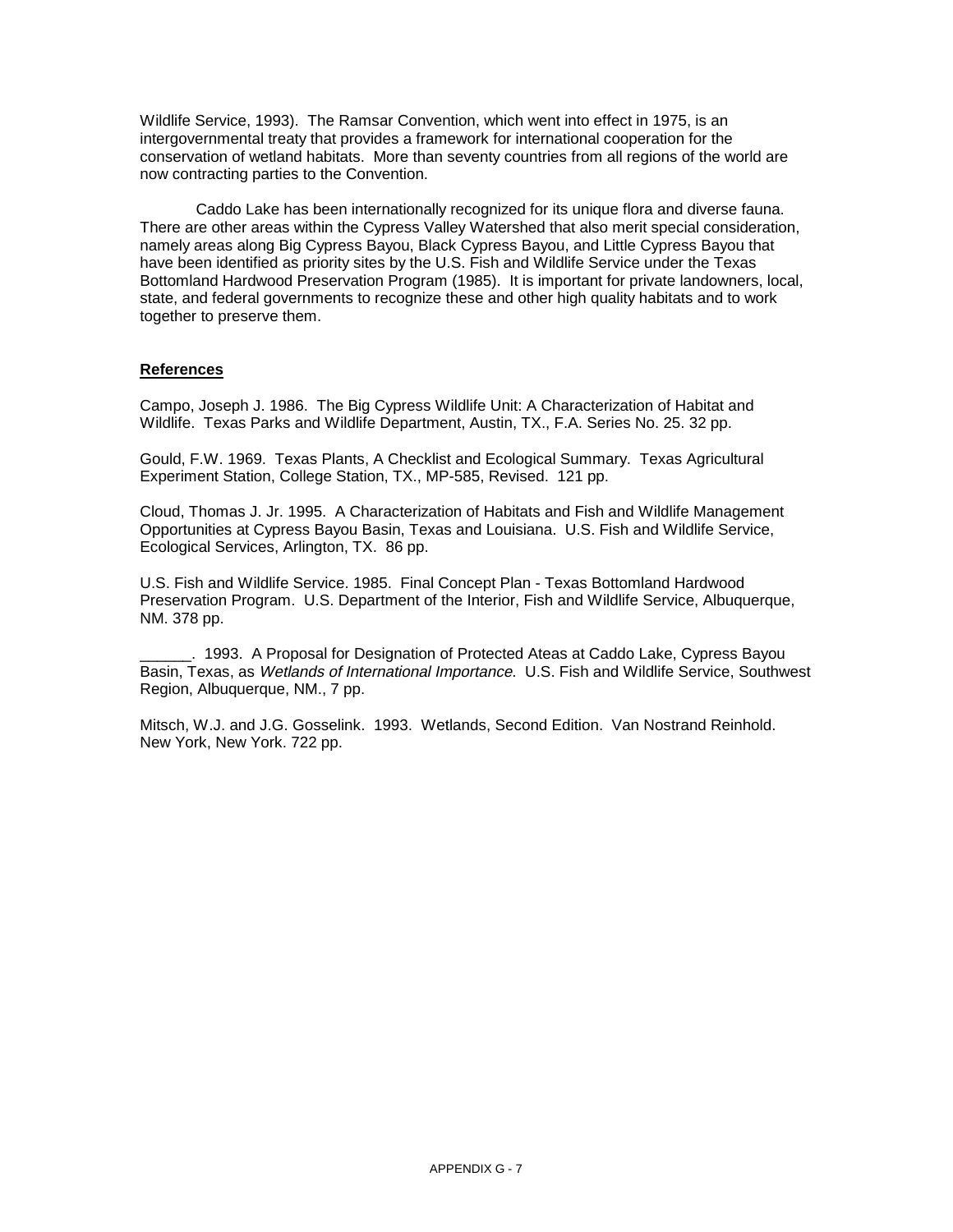Wildlife Service, 1993). The Ramsar Convention, which went into effect in 1975, is an intergovernmental treaty that provides a framework for international cooperation for the conservation of wetland habitats. More than seventy countries from all regions of the world are now contracting parties to the Convention.

Caddo Lake has been internationally recognized for its unique flora and diverse fauna. There are other areas within the Cypress Valley Watershed that also merit special consideration, namely areas along Big Cypress Bayou, Black Cypress Bayou, and Little Cypress Bayou that have been identified as priority sites by the U.S. Fish and Wildlife Service under the Texas Bottomland Hardwood Preservation Program (1985). It is important for private landowners, local, state, and federal governments to recognize these and other high quality habitats and to work together to preserve them.

**References**

Campo, Joseph J. 1986. The Big Cypress Wildlife Unit: A Characterization of Habitat and Wildlife. Texas Parks and Wildlife Department, Austin, TX., F.A. Series No. 25. 32 pp.

Gould, F.W. 1969. Texas Plants, A Checklist and Ecological Summary. Texas Agricultural Experiment Station, College Station, TX., MP-585, Revised. 121 pp.

Cloud, Thomas J. Jr. 1995. A Characterization of Habitats and Fish and Wildlife Management Opportunities at Cypress Bayou Basin, Texas and Louisiana. U.S. Fish and Wildlife Service, Ecological Services, Arlington, TX. 86 pp.

U.S. Fish and Wildlife Service. 1985. Final Concept Plan - Texas Bottomland Hardwood Preservation Program. U.S. Department of the Interior, Fish and Wildlife Service, Albuquerque, NM. 378 pp.

______. 1993. A Proposal for Designation of Protected Ateas at Caddo Lake, Cypress Bayou Basin, Texas, as *Wetlands of International Importance.* U.S. Fish and Wildlife Service, Southwest Region, Albuquerque, NM., 7 pp.

Mitsch, W.J. and J.G. Gosselink. 1993. Wetlands, Second Edition. Van Nostrand Reinhold. New York, New York. 722 pp.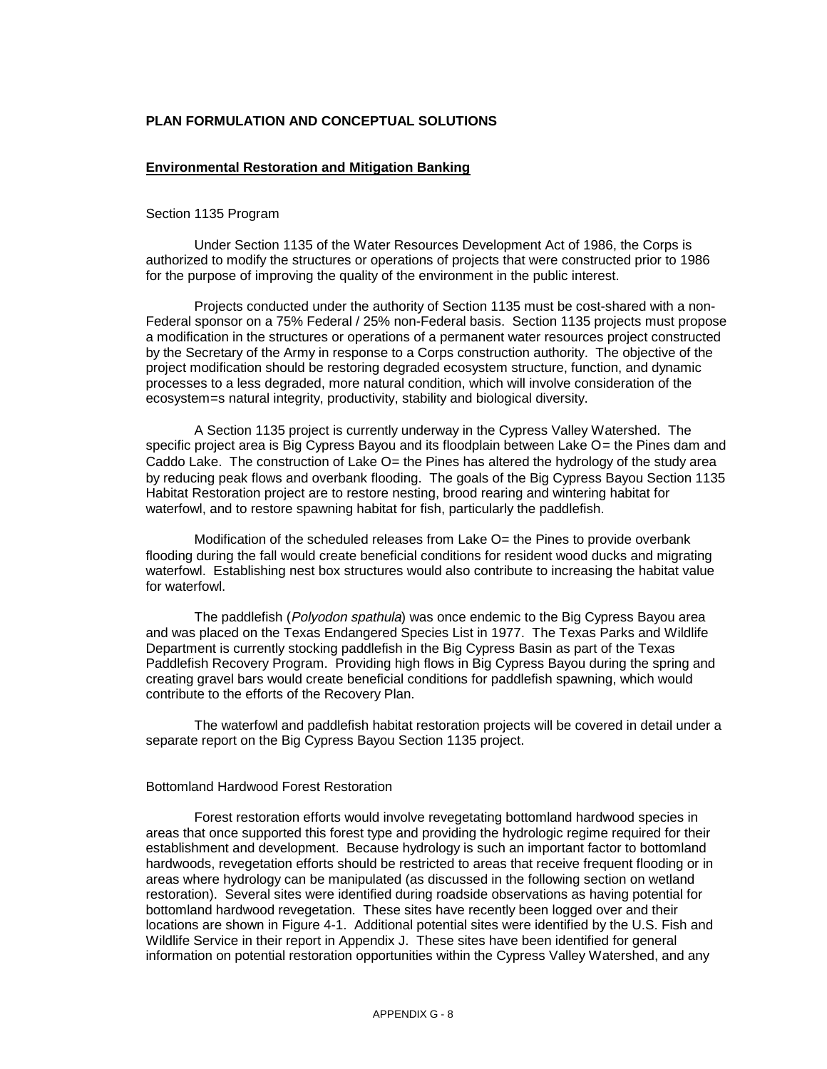## PLAN FORMULATION AND CONCEPTUAL SOLUTIONS

### Environmental Restoration and Mitigation Banking

Section 1135 Program

Under Section 1135 of the Water Resources Development Act of 1986, the Corps is authorized to modify the structures or operations of projects that were constructed prior to 1986 for the purpose of improving the quality of the environment in the public interest.

Projects conducted under the authority of Section 1135 must be cost-shared with a non-Federal sponsor on a 75% Federal / 25% non-Federal basis. Section 1135 projects must propose a modification in the structures or operations of a permanent water resources project constructed by the Secretary of the Army in response to a Corps construction authority. The objective of the project modification should be restoring degraded ecosystem structure, function, and dynamic processes to a less degraded, more natural condition, which will involve consideration of the ecosystem=s natural integrity, productivity, stability and biological diversity.

A Section 1135 project is currently underway in the Cypress Valley Watershed. The specific project area is Big Cypress Bayou and its floodplain between Lake O= the Pines dam and Caddo Lake. The construction of Lake O= the Pines has altered the hydrology of the study area by reducing peak flows and overbank flooding. The goals of the Big Cypress Bayou Section 1135 Habitat Restoration project are to restore nesting, brood rearing and wintering habitat for waterfowl, and to restore spawning habitat for fish, particularly the paddlefish.

Modification of the scheduled releases from Lake O= the Pines to provide overbank flooding during the fall would create beneficial conditions for resident wood ducks and migrating waterfowl. Establishing nest box structures would also contribute to increasing the habitat value for waterfowl.

The paddlefish (*Polyodon spathula*) was once endemic to the Big Cypress Bayou area and was placed on the Texas Endangered Species List in 1977. The Texas Parks and Wildlife Department is currently stocking paddlefish in the Big Cypress Basin as part of the Texas Paddlefish Recovery Program. Providing high flows in Big Cypress Bayou during the spring and creating gravel bars would create beneficial conditions for paddlefish spawning, which would contribute to the efforts of the Recovery Plan.

The waterfowl and paddlefish habitat restoration projects will be covered in detail under a separate report on the Big Cypress Bayou Section 1135 project.

Bottomland Hardwood Forest Restoration

Forest restoration efforts would involve revegetating bottomland hardwood species in areas that once supported this forest type and providing the hydrologic regime required for their establishment and development. Because hydrology is such an important factor to bottomland hardwoods, revegetation efforts should be restricted to areas that receive frequent flooding or in areas where hydrology can be manipulated (as discussed in the following section on wetland restoration). Several sites were identified during roadside observations as having potential for bottomland hardwood revegetation. These sites have recently been logged over and their locations are shown in Figure 4-1. Additional potential sites were identified by the U.S. Fish and Wildlife Service in their report in Appendix J. These sites have been identified for general information on potential restoration opportunities within the Cypress Valley Watershed, and any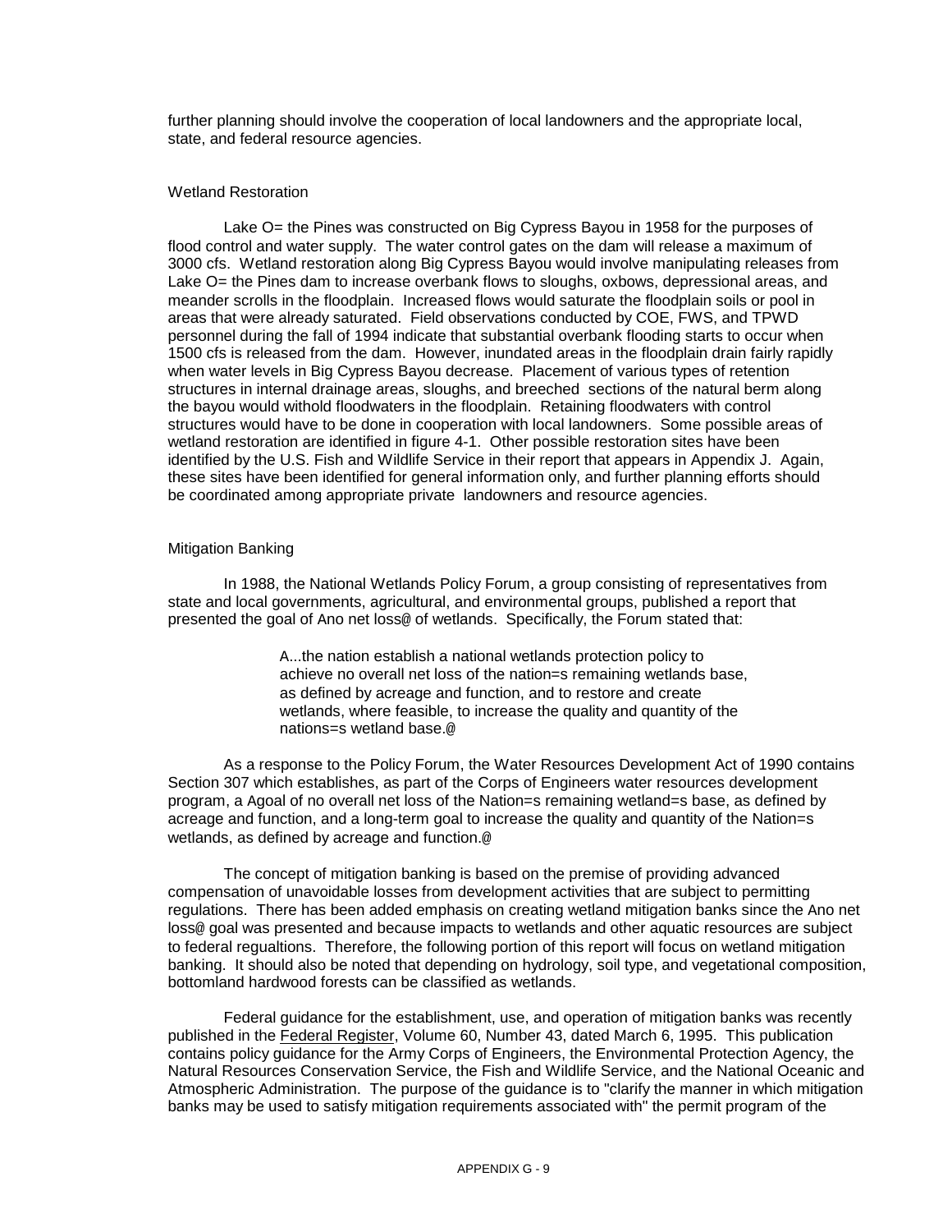further planning should involve the cooperation of local landowners and the appropriate local, state, and federal resource agencies.

### Wetland Restoration

Lake O= the Pines was constructed on Big Cypress Bayou in 1958 for the purposes of flood control and water supply. The water control gates on the dam will release a maximum of 3000 cfs. Wetland restoration along Big Cypress Bayou would involve manipulating releases from Lake O= the Pines dam to increase overbank flows to sloughs, oxbows, depressional areas, and meander scrolls in the floodplain. Increased flows would saturate the floodplain soils or pool in areas that were already saturated. Field observations conducted by COE, FWS, and TPWD personnel during the fall of 1994 indicate that substantial overbank flooding starts to occur when 1500 cfs is released from the dam. However, inundated areas in the floodplain drain fairly rapidly when water levels in Big Cypress Bayou decrease. Placement of various types of retention structures in internal drainage areas, sloughs, and breeched sections of the natural berm along the bayou would withold floodwaters in the floodplain. Retaining floodwaters with control structures would have to be done in cooperation with local landowners. Some possible areas of wetland restoration are identified in figure 4-1. Other possible restoration sites have been identified by the U.S. Fish and Wildlife Service in their report that appears in Appendix J. Again, these sites have been identified for general information only, and further planning efforts should be coordinated among appropriate private landowners and resource agencies.

### Mitigation Banking

In 1988, the National Wetlands Policy Forum, a group consisting of representatives from state and local governments, agricultural, and environmental groups, published a report that presented the goal of Ano net loss@ of wetlands. Specifically, the Forum stated that:

> A...the nation establish a national wetlands protection policy to achieve no overall net loss of the nation=s remaining wetlands base, as defined by acreage and function, and to restore and create wetlands, where feasible, to increase the quality and quantity of the nations=s wetland base.@

As a response to the Policy Forum, the Water Resources Development Act of 1990 contains Section 307 which establishes, as part of the Corps of Engineers water resources development program, a Agoal of no overall net loss of the Nation=s remaining wetland=s base, as defined by acreage and function, and a long-term goal to increase the quality and quantity of the Nation=s wetlands, as defined by acreage and function.@

The concept of mitigation banking is based on the premise of providing advanced compensation of unavoidable losses from development activities that are subject to permitting regulations. There has been added emphasis on creating wetland mitigation banks since the Ano net loss@ goal was presented and because impacts to wetlands and other aquatic resources are subject to federal regualtions. Therefore, the following portion of this report will focus on wetland mitigation banking. It should also be noted that depending on hydrology, soil type, and vegetational composition, bottomland hardwood forests can be classified as wetlands.

Federal guidance for the establishment, use, and operation of mitigation banks was recently published in the Federal Register, Volume 60, Number 43, dated March 6, 1995. This publication contains policy guidance for the Army Corps of Engineers, the Environmental Protection Agency, the Natural Resources Conservation Service, the Fish and Wildlife Service, and the National Oceanic and Atmospheric Administration. The purpose of the guidance is to "clarify the manner in which mitigation banks may be used to satisfy mitigation requirements associated with" the permit program of the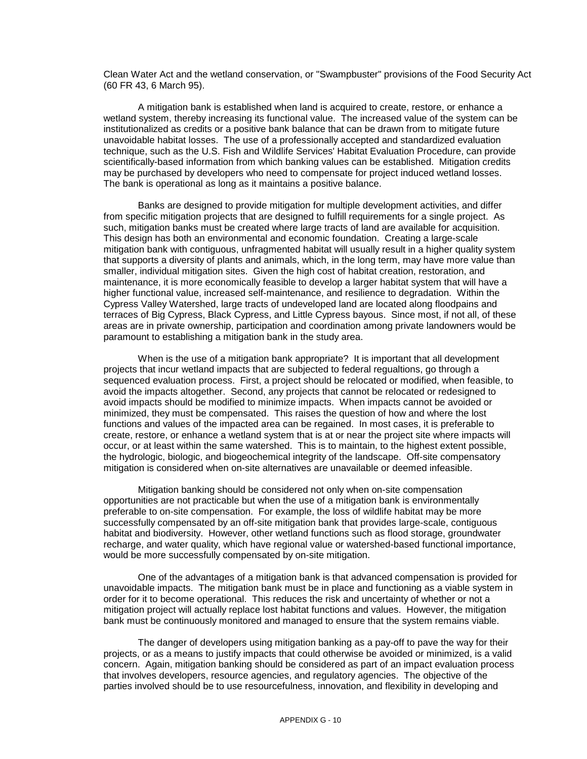Clean Water Act and the wetland conservation, or "Swampbuster" provisions of the Food Security Act (60 FR 43, 6 March 95).

A mitigation bank is established when land is acquired to create, restore, or enhance a wetland system, thereby increasing its functional value. The increased value of the system can be institutionalized as credits or a positive bank balance that can be drawn from to mitigate future unavoidable habitat losses. The use of a professionally accepted and standardized evaluation technique, such as the U.S. Fish and Wildlife Services' Habitat Evaluation Procedure, can provide scientifically-based information from which banking values can be established. Mitigation credits may be purchased by developers who need to compensate for project induced wetland losses. The bank is operational as long as it maintains a positive balance.

Banks are designed to provide mitigation for multiple development activities, and differ from specific mitigation projects that are designed to fulfill requirements for a single project. As such, mitigation banks must be created where large tracts of land are available for acquisition. This design has both an environmental and economic foundation. Creating a large-scale mitigation bank with contiguous, unfragmented habitat will usually result in a higher quality system that supports a diversity of plants and animals, which, in the long term, may have more value than smaller, individual mitigation sites. Given the high cost of habitat creation, restoration, and maintenance, it is more economically feasible to develop a larger habitat system that will have a higher functional value, increased self-maintenance, and resilience to degradation. Within the Cypress Valley Watershed, large tracts of undeveloped land are located along floodpains and terraces of Big Cypress, Black Cypress, and Little Cypress bayous. Since most, if not all, of these areas are in private ownership, participation and coordination among private landowners would be paramount to establishing a mitigation bank in the study area.

When is the use of a mitigation bank appropriate? It is important that all development projects that incur wetland impacts that are subjected to federal regualtions, go through a sequenced evaluation process. First, a project should be relocated or modified, when feasible, to avoid the impacts altogether. Second, any projects that cannot be relocated or redesigned to avoid impacts should be modified to minimize impacts. When impacts cannot be avoided or minimized, they must be compensated. This raises the question of how and where the lost functions and values of the impacted area can be regained. In most cases, it is preferable to create, restore, or enhance a wetland system that is at or near the project site where impacts will occur, or at least within the same watershed. This is to maintain, to the highest extent possible, the hydrologic, biologic, and biogeochemical integrity of the landscape. Off-site compensatory mitigation is considered when on-site alternatives are unavailable or deemed infeasible.

Mitigation banking should be considered not only when on-site compensation opportunities are not practicable but when the use of a mitigation bank is environmentally preferable to on-site compensation. For example, the loss of wildlife habitat may be more successfully compensated by an off-site mitigation bank that provides large-scale, contiguous habitat and biodiversity. However, other wetland functions such as flood storage, groundwater recharge, and water quality, which have regional value or watershed-based functional importance, would be more successfully compensated by on-site mitigation.

One of the advantages of a mitigation bank is that advanced compensation is provided for unavoidable impacts. The mitigation bank must be in place and functioning as a viable system in order for it to become operational. This reduces the risk and uncertainty of whether or not a mitigation project will actually replace lost habitat functions and values. However, the mitigation bank must be continuously monitored and managed to ensure that the system remains viable.

The danger of developers using mitigation banking as a pay-off to pave the way for their projects, or as a means to justify impacts that could otherwise be avoided or minimized, is a valid concern. Again, mitigation banking should be considered as part of an impact evaluation process that involves developers, resource agencies, and regulatory agencies. The objective of the parties involved should be to use resourcefulness, innovation, and flexibility in developing and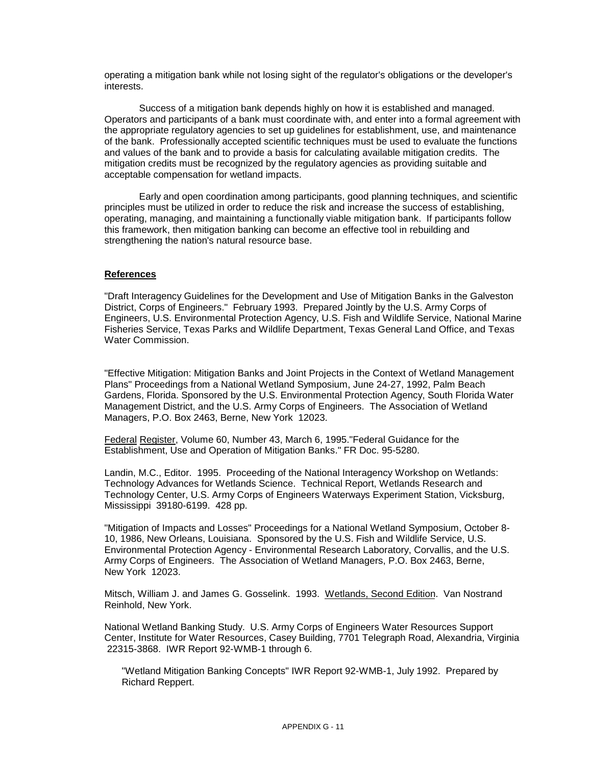operating a mitigation bank while not losing sight of the regulator's obligations or the developer's interests.

Success of a mitigation bank depends highly on how it is established and managed. Operators and participants of a bank must coordinate with, and enter into a formal agreement with the appropriate regulatory agencies to set up guidelines for establishment, use, and maintenance of the bank. Professionally accepted scientific techniques must be used to evaluate the functions and values of the bank and to provide a basis for calculating available mitigation credits. The mitigation credits must be recognized by the regulatory agencies as providing suitable and acceptable compensation for wetland impacts.

Early and open coordination among participants, good planning techniques, and scientific principles must be utilized in order to reduce the risk and increase the success of establishing, operating, managing, and maintaining a functionally viable mitigation bank. If participants follow this framework, then mitigation banking can become an effective tool in rebuilding and strengthening the nation's natural resource base.

**References**

"Draft Interagency Guidelines for the Development and Use of Mitigation Banks in the Galveston District, Corps of Engineers." February 1993. Prepared Jointly by the U.S. Army Corps of Engineers, U.S. Environmental Protection Agency, U.S. Fish and Wildlife Service, National Marine Fisheries Service, Texas Parks and Wildlife Department, Texas General Land Office, and Texas Water Commission.

"Effective Mitigation: Mitigation Banks and Joint Projects in the Context of Wetland Management Plans" Proceedings from a National Wetland Symposium, June 24-27, 1992, Palm Beach Gardens, Florida. Sponsored by the U.S. Environmental Protection Agency, South Florida Water Management District, and the U.S. Army Corps of Engineers. The Association of Wetland Managers, P.O. Box 2463, Berne, New York 12023.

Federal Register, Volume 60, Number 43, March 6, 1995."Federal Guidance for the Establishment, Use and Operation of Mitigation Banks." FR Doc. 95-5280.

Landin, M.C., Editor. 1995. Proceeding of the National Interagency Workshop on Wetlands: Technology Advances for Wetlands Science. Technical Report, Wetlands Research and Technology Center, U.S. Army Corps of Engineers Waterways Experiment Station, Vicksburg, Mississippi 39180-6199. 428 pp.

"Mitigation of Impacts and Losses" Proceedings for a National Wetland Symposium, October 8-10, 1986, New Orleans, Louisiana. Sponsored by the U.S. Fish and Wildlife Service, U.S. Environmental Protection Agency - Environmental Research Laboratory, Corvallis, and the U.S. Army Corps of Engineers. The Association of Wetland Managers, P.O. Box 2463, Berne, New York 12023.

Mitsch, William J. and James G. Gosselink. 1993. Wetlands, Second Edition. Van Nostrand Reinhold, New York.

National Wetland Banking Study. U.S. Army Corps of Engineers Water Resources Support Center, Institute for Water Resources, Casey Building, 7701 Telegraph Road, Alexandria, Virginia 22315-3868. IWR Report 92-WMB-1 through 6.

"Wetland Mitigation Banking Concepts" IWR Report 92-WMB-1, July 1992. Prepared by Richard Reppert.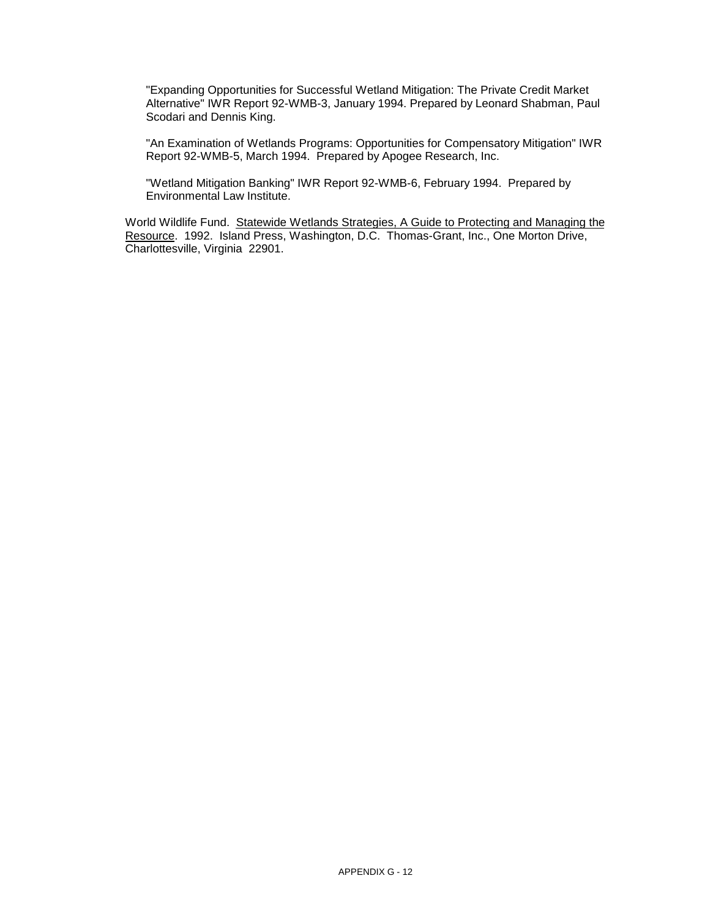"Expanding Opportunities for Successful Wetland Mitigation: The Private Credit Market Alternative" IWR Report 92-WMB-3, January 1994. Prepared by Leonard Shabman, Paul Scodari and Dennis King.

"An Examination of Wetlands Programs: Opportunities for Compensatory Mitigation" IWR Report 92-WMB-5, March 1994. Prepared by Apogee Research, Inc.

"Wetland Mitigation Banking" IWR Report 92-WMB-6, February 1994. Prepared by Environmental Law Institute.

World Wildlife Fund. <u>Statewide Wetlands Strategies, A Guide to Protecting and Managing the Resource</u>. 1992. Island Press, Washington, D.C. Thomas-Grant, Inc., One Morton Drive, Charlottesville, Virginia 22901.